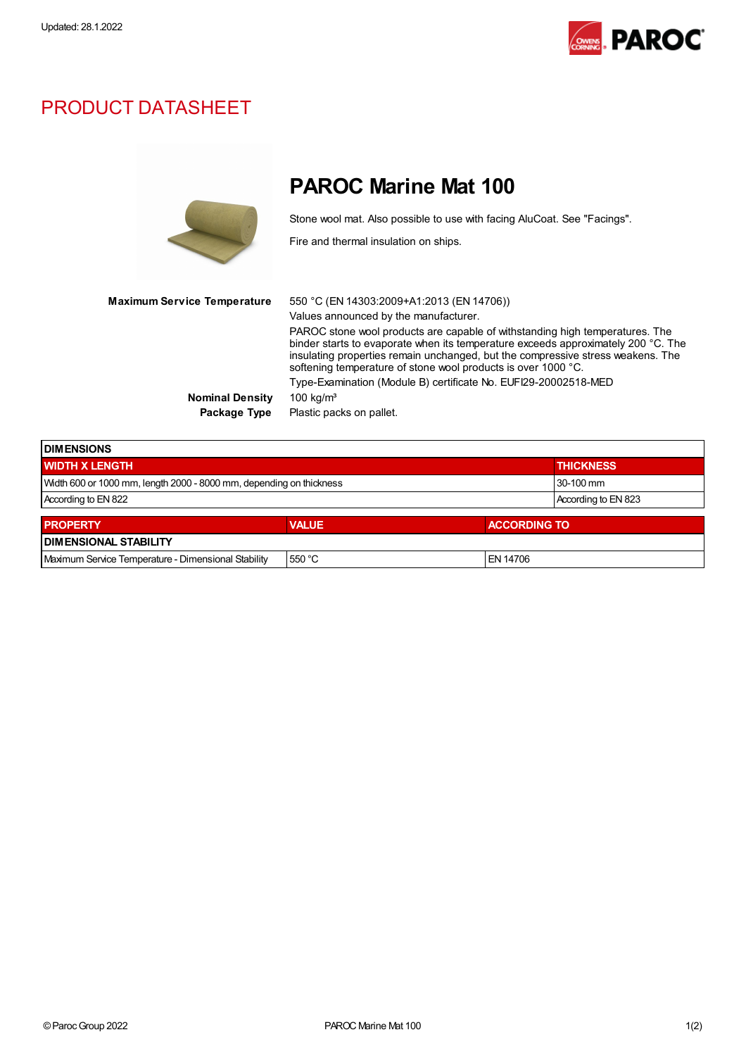Updated: 28.1.2022

# PRODUCT DATASHEET

## PAROC Marine Mat 100

Stone wool mat. Also possible to use with facing AluCoat. See "Facings".

Fire and thermal insulation on ships.

**Maximum Service Temperature** 550 °C (EN 14303:2009+A1:2013 (EN 14706))

Values announced by the manufacturer.

PAROC stone wool products are capable of withstanding high temperatures. The binder starts to evaporate when its temperature exceeds approximately 200 °C. The insulating properties remain unchanged, but the compressive stress weakens. The softening temperature of stone wool products is over 1000 °C.

Type-Examination (Module B) certificate No. EUFI29-20002518-MED

**Nominal Density** 100 kg/m³

**Package Type** Plastic packs on pallet.

| DIMENSIONS | |
|---|---|
| **WIDTH X LENGTH** | **THICKNESS** |
| Width 600 or 1000 mm, length 2000 - 8000 mm, depending on thickness | 30-100 mm |
| According to EN 822 | According to EN 823 |

| PROPERTY | VALUE | ACCORDING TO |
|---|---|---|
| **DIMENSIONAL STABILITY** | | |
| Maximum Service Temperature - Dimensional Stability | 550 °C | EN 14706 |

© Paroc Group 2022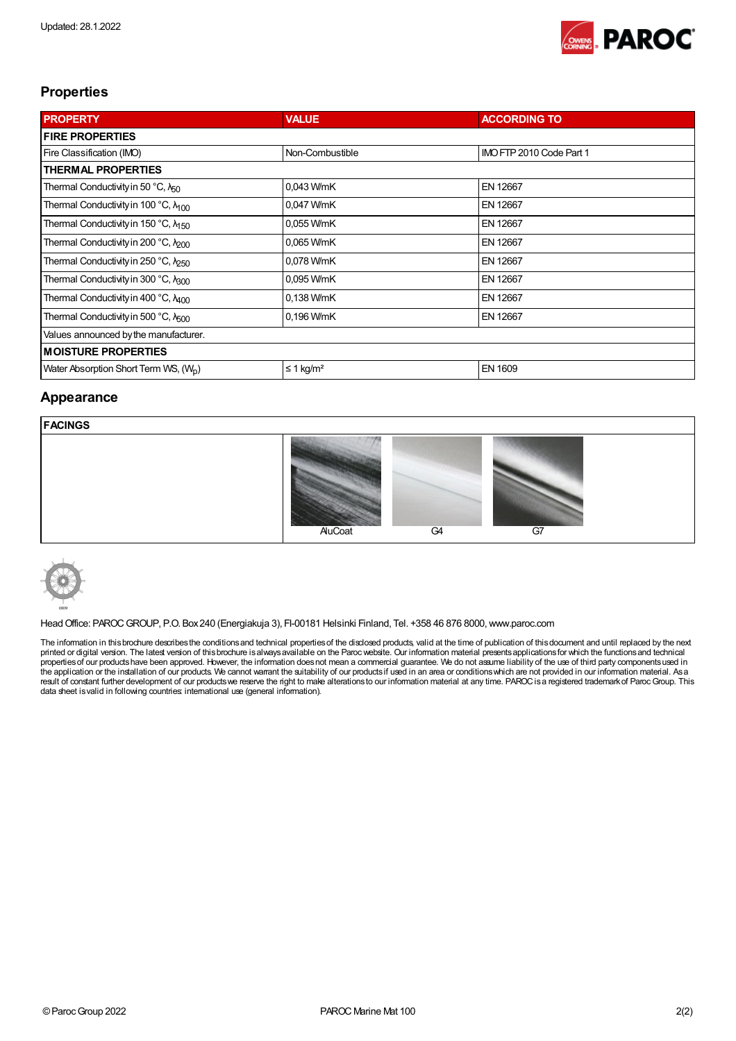Updated: 28.1.2022

## Properties

| PROPERTY | VALUE | ACCORDING TO |
|---|---|---|
| **FIRE PROPERTIES** | | |
| Fire Classification (IMO) | Non-Combustible | IMO FTP 2010 Code Part 1 |
| **THERMAL PROPERTIES** | | |
| Thermal Conductivity in 50 °C, $\lambda_{50}$ | 0,043 W/mK | EN 12667 |
| Thermal Conductivity in 100 °C, $\lambda_{100}$ | 0,047 W/mK | EN 12667 |
| Thermal Conductivity in 150 °C, $\lambda_{150}$ | 0,055 W/mK | EN 12667 |
| Thermal Conductivity in 200 °C, $\lambda_{200}$ | 0,065 W/mK | EN 12667 |
| Thermal Conductivity in 250 °C, $\lambda_{250}$ | 0,078 W/mK | EN 12667 |
| Thermal Conductivity in 300 °C, $\lambda_{300}$ | 0,095 W/mK | EN 12667 |
| Thermal Conductivity in 400 °C, $\lambda_{400}$ | 0,138 W/mK | EN 12667 |
| Thermal Conductivity in 500 °C, $\lambda_{500}$ | 0,196 W/mK | EN 12667 |
| Values announced by the manufacturer. | | |
| **MOISTURE PROPERTIES** | | |
| Water Absorption Short Term WS, ($W_p$) | ≤ 1 kg/m² | EN 1609 |

## Appearance

**FACINGS**

AluCoat

G4

G7

Head Office: PAROC GROUP, P.O. Box 240 (Energiakuja 3), FI-00181 Helsinki Finland, Tel. +358 46 876 8000, www.paroc.com

The information in this brochure describes the conditions and technical properties of the disclosed products, valid at the time of publication of this document and until replaced by the next printed or digital version. The latest version of this brochure is always available on the Paroc website. Our information material presents applications for which the functions and technical properties of our products have been approved. However, the information does not mean a commercial guarantee. We do not assume liability of the use of third party components used in the application or the installation of our products. We cannot warrant the suitability of our products if used in an area or conditions which are not provided in our information material. As a result of constant further development of our products we reserve the right to make alterations to our information material at any time. PAROC is a registered trademark of Paroc Group. This data sheet is valid in following countries: international use (general information).

© Paroc Group 2022

PAROC Marine Mat 100